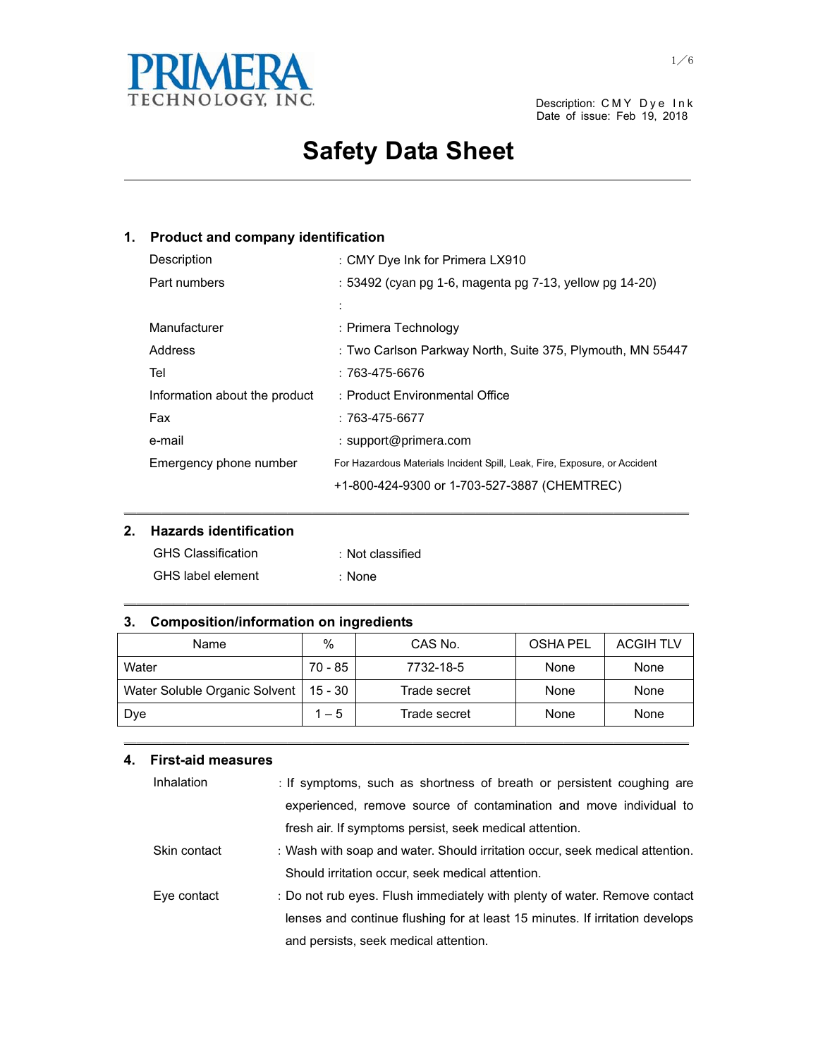PRIMERA TECHNOLOGY, INC.

Description: CMY Dye Ink
Date of issue: Feb 19, 2018

# Safety Data Sheet

## 1. Product and company identification

| | |
|---|---|
| Description | : CMY Dye Ink for Primera LX910 |
| Part numbers | : 53492 (cyan pg 1-6, magenta pg 7-13, yellow pg 14-20) |
| | : |
| Manufacturer | : Primera Technology |
| Address | : Two Carlson Parkway North, Suite 375, Plymouth, MN 55447 |
| Tel | : 763-475-6676 |
| Information about the product | : Product Environmental Office |
| Fax | : 763-475-6677 |
| e-mail | : support@primera.com |
| Emergency phone number | For Hazardous Materials Incident Spill, Leak, Fire, Exposure, or Accident<br>+1-800-424-9300 or 1-703-527-3887 (CHEMTREC) |

## 2. Hazards identification

| | |
|---|---|
| GHS Classification | : Not classified |
| GHS label element | : None |

## 3. Composition/information on ingredients

| Name | % | CAS No. | OSHA PEL | ACGIH TLV |
|---|---|---|---|---|
| Water | 70 - 85 | 7732-18-5 | None | None |
| Water Soluble Organic Solvent | 15 - 30 | Trade secret | None | None |
| Dye | 1 – 5 | Trade secret | None | None |

## 4. First-aid measures

**Inhalation**: If symptoms, such as shortness of breath or persistent coughing are experienced, remove source of contamination and move individual to fresh air. If symptoms persist, seek medical attention.

**Skin contact**: Wash with soap and water. Should irritation occur, seek medical attention. Should irritation occur, seek medical attention.

**Eye contact**: Do not rub eyes. Flush immediately with plenty of water. Remove contact lenses and continue flushing for at least 15 minutes. If irritation develops and persists, seek medical attention.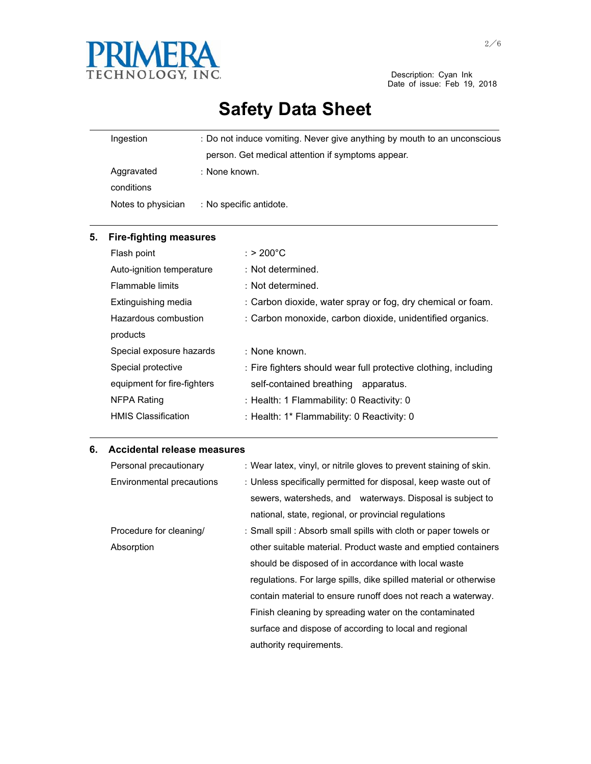| | |
|---|---|
| Ingestion | : Do not induce vomiting. Never give anything by mouth to an unconscious person. Get medical attention if symptoms appear. |
| Aggravated conditions | : None known. |
| Notes to physician | : No specific antidote. |

## 5. Fire-fighting measures

| | |
|---|---|
| Flash point | : > 200°C |
| Auto-ignition temperature | : Not determined. |
| Flammable limits | : Not determined. |
| Extinguishing media | : Carbon dioxide, water spray or fog, dry chemical or foam. |
| Hazardous combustion products | : Carbon monoxide, carbon dioxide, unidentified organics. |
| Special exposure hazards | : None known. |
| Special protective equipment for fire-fighters | : Fire fighters should wear full protective clothing, including self-contained breathing apparatus. |
| NFPA Rating | : Health: 1 Flammability: 0 Reactivity: 0 |
| HMIS Classification | : Health: 1* Flammability: 0 Reactivity: 0 |

## 6. Accidental release measures

| | |
|---|---|
| Personal precautionary | : Wear latex, vinyl, or nitrile gloves to prevent staining of skin. |
| Environmental precautions | : Unless specifically permitted for disposal, keep waste out of sewers, watersheds, and waterways. Disposal is subject to national, state, regional, or provincial regulations |
| Procedure for cleaning/ Absorption | : Small spill : Absorb small spills with cloth or paper towels or other suitable material. Product waste and emptied containers should be disposed of in accordance with local waste regulations. For large spills, dike spilled material or otherwise contain material to ensure runoff does not reach a waterway. Finish cleaning by spreading water on the contaminated surface and dispose of according to local and regional authority requirements. |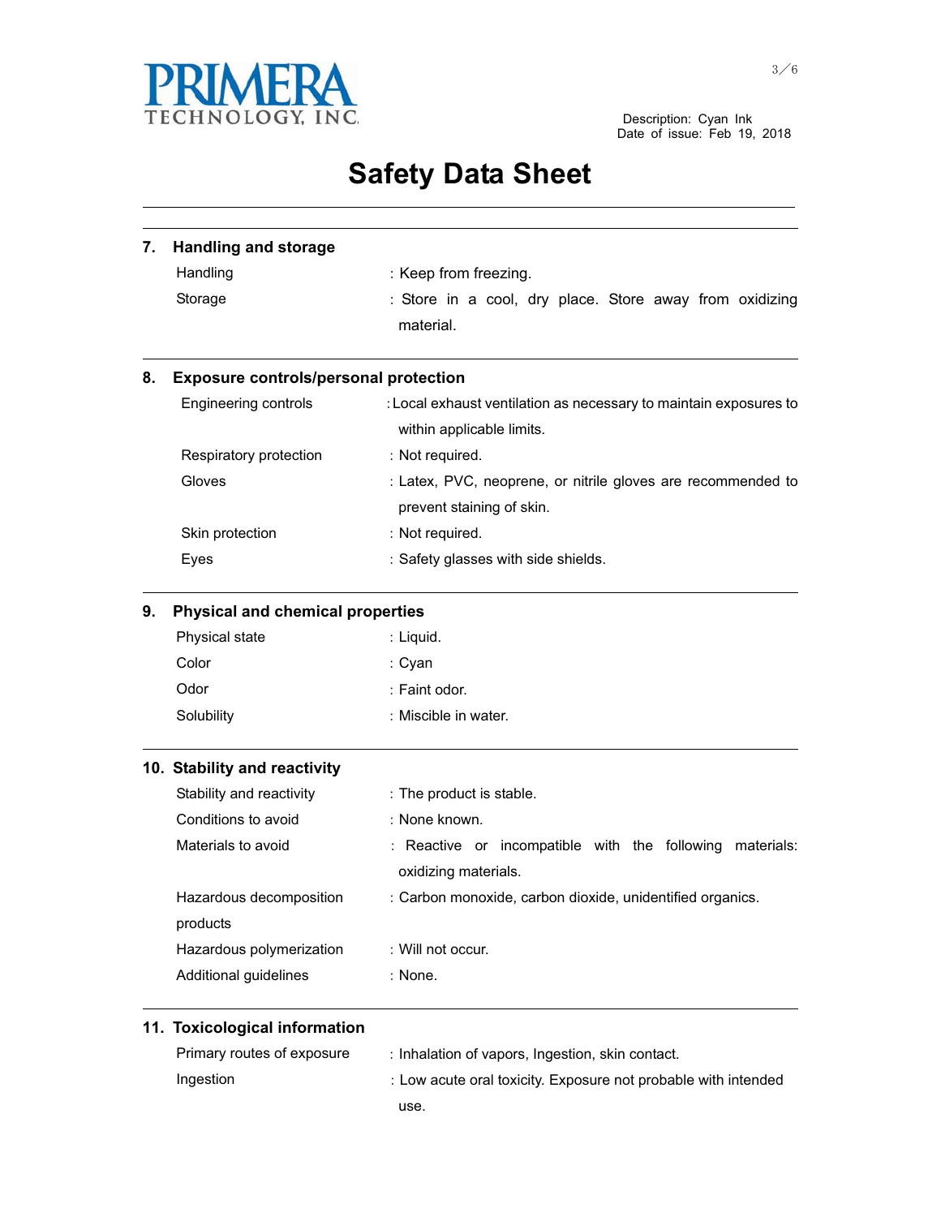## 7. Handling and storage

| | |
|---|---|
| Handling | : Keep from freezing. |
| Storage | : Store in a cool, dry place. Store away from oxidizing material. |

## 8. Exposure controls/personal protection

| | |
|---|---|
| Engineering controls | : Local exhaust ventilation as necessary to maintain exposures to within applicable limits. |
| Respiratory protection | : Not required. |
| Gloves | : Latex, PVC, neoprene, or nitrile gloves are recommended to prevent staining of skin. |
| Skin protection | : Not required. |
| Eyes | : Safety glasses with side shields. |

## 9. Physical and chemical properties

| | |
|---|---|
| Physical state | : Liquid. |
| Color | : Cyan |
| Odor | : Faint odor. |
| Solubility | : Miscible in water. |

## 10. Stability and reactivity

| | |
|---|---|
| Stability and reactivity | : The product is stable. |
| Conditions to avoid | : None known. |
| Materials to avoid | : Reactive or incompatible with the following materials: oxidizing materials. |
| Hazardous decomposition products | : Carbon monoxide, carbon dioxide, unidentified organics. |
| Hazardous polymerization | : Will not occur. |
| Additional guidelines | : None. |

## 11. Toxicological information

| | |
|---|---|
| Primary routes of exposure | : Inhalation of vapors, Ingestion, skin contact. |
| Ingestion | : Low acute oral toxicity. Exposure not probable with intended use. |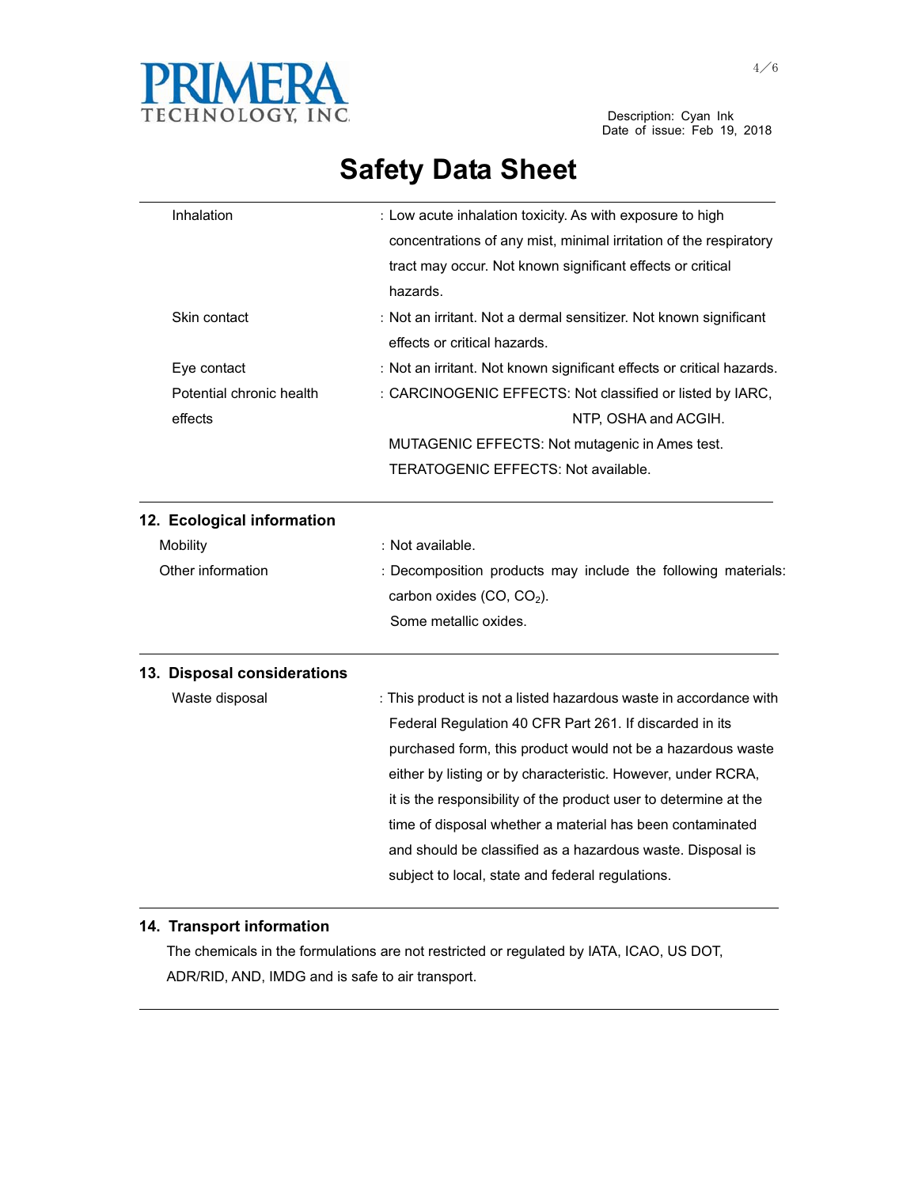| | |
|---|---|
| Inhalation | : Low acute inhalation toxicity. As with exposure to high concentrations of any mist, minimal irritation of the respiratory tract may occur. Not known significant effects or critical hazards. |
| Skin contact | : Not an irritant. Not a dermal sensitizer. Not known significant effects or critical hazards. |
| Eye contact | : Not an irritant. Not known significant effects or critical hazards. |
| Potential chronic health effects | : CARCINOGENIC EFFECTS: Not classified or listed by IARC, NTP, OSHA and ACGIH.<br>MUTAGENIC EFFECTS: Not mutagenic in Ames test.<br>TERATOGENIC EFFECTS: Not available. |

## 12. Ecological information

| | |
|---|---|
| Mobility | : Not available. |
| Other information | : Decomposition products may include the following materials: carbon oxides ($CO$, $CO_2$).<br>Some metallic oxides. |

## 13. Disposal considerations

| | |
|---|---|
| Waste disposal | : This product is not a listed hazardous waste in accordance with Federal Regulation 40 CFR Part 261. If discarded in its purchased form, this product would not be a hazardous waste either by listing or by characteristic. However, under RCRA, it is the responsibility of the product user to determine at the time of disposal whether a material has been contaminated and should be classified as a hazardous waste. Disposal is subject to local, state and federal regulations. |

## 14. Transport information

The chemicals in the formulations are not restricted or regulated by IATA, ICAO, US DOT, ADR/RID, AND, IMDG and is safe to air transport.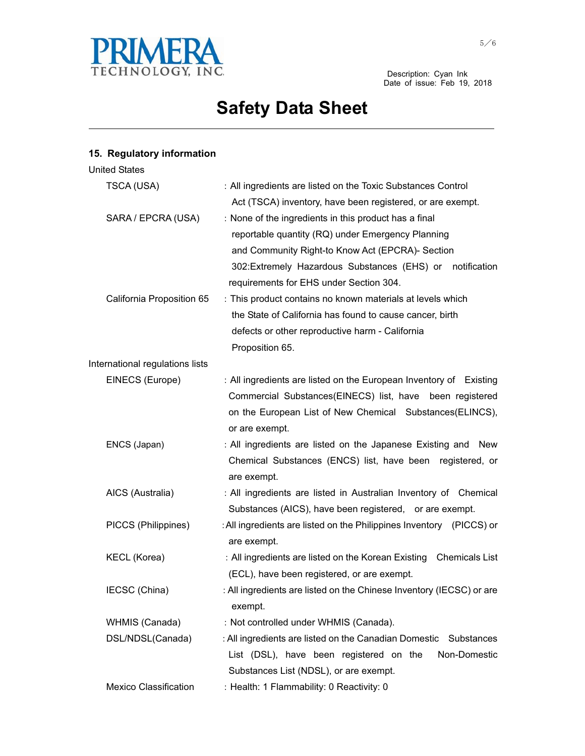Description: Cyan Ink
Date of issue: Feb 19, 2018

# Safety Data Sheet

## 15. Regulatory information

**United States**

| | |
|---|---|
| TSCA (USA) | : All ingredients are listed on the Toxic Substances Control Act (TSCA) inventory, have been registered, or are exempt. |
| SARA / EPCRA (USA) | : None of the ingredients in this product has a final reportable quantity (RQ) under Emergency Planning and Community Right-to Know Act (EPCRA)- Section 302:Extremely Hazardous Substances (EHS) or notification requirements for EHS under Section 304. |
| California Proposition 65 | : This product contains no known materials at levels which the State of California has found to cause cancer, birth defects or other reproductive harm - California Proposition 65. |

**International regulations lists**

| | |
|---|---|
| EINECS (Europe) | : All ingredients are listed on the European Inventory of Existing Commercial Substances(EINECS) list, have been registered on the European List of New Chemical Substances(ELINCS), or are exempt. |
| ENCS (Japan) | : All ingredients are listed on the Japanese Existing and New Chemical Substances (ENCS) list, have been registered, or are exempt. |
| AICS (Australia) | : All ingredients are listed in Australian Inventory of Chemical Substances (AICS), have been registered, or are exempt. |
| PICCS (Philippines) | : All ingredients are listed on the Philippines Inventory (PICCS) or are exempt. |
| KECL (Korea) | : All ingredients are listed on the Korean Existing Chemicals List (ECL), have been registered, or are exempt. |
| IECSC (China) | : All ingredients are listed on the Chinese Inventory (IECSC) or are exempt. |
| WHMIS (Canada) | : Not controlled under WHMIS (Canada). |
| DSL/NDSL(Canada) | : All ingredients are listed on the Canadian Domestic Substances List (DSL), have been registered on the Non-Domestic Substances List (NDSL), or are exempt. |
| Mexico Classification | : Health: 1 Flammability: 0 Reactivity: 0 |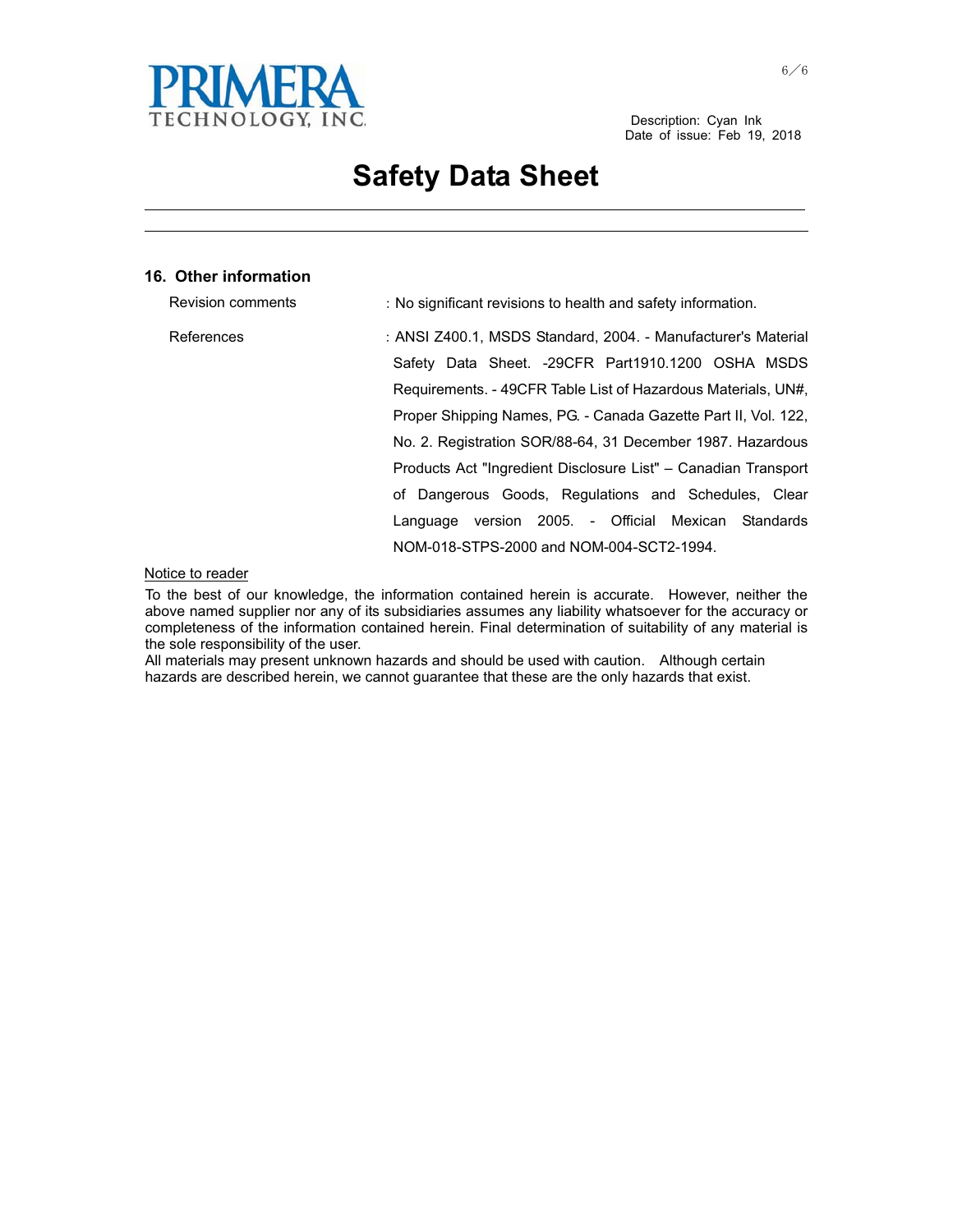Description: Cyan Ink
Date of issue: Feb 19, 2018

# Safety Data Sheet

## 16. Other information

| | |
|---|---|
| Revision comments | : No significant revisions to health and safety information. |
| References | : ANSI Z400.1, MSDS Standard, 2004. - Manufacturer's Material Safety Data Sheet. -29CFR Part1910.1200 OSHA MSDS Requirements. - 49CFR Table List of Hazardous Materials, UN#, Proper Shipping Names, PG. - Canada Gazette Part II, Vol. 122, No. 2. Registration SOR/88-64, 31 December 1987. Hazardous Products Act "Ingredient Disclosure List" – Canadian Transport of Dangerous Goods, Regulations and Schedules, Clear Language version 2005. - Official Mexican Standards NOM-018-STPS-2000 and NOM-004-SCT2-1994. |

Notice to reader

To the best of our knowledge, the information contained herein is accurate. However, neither the above named supplier nor any of its subsidiaries assumes any liability whatsoever for the accuracy or completeness of the information contained herein. Final determination of suitability of any material is the sole responsibility of the user.
All materials may present unknown hazards and should be used with caution. Although certain hazards are described herein, we cannot guarantee that these are the only hazards that exist.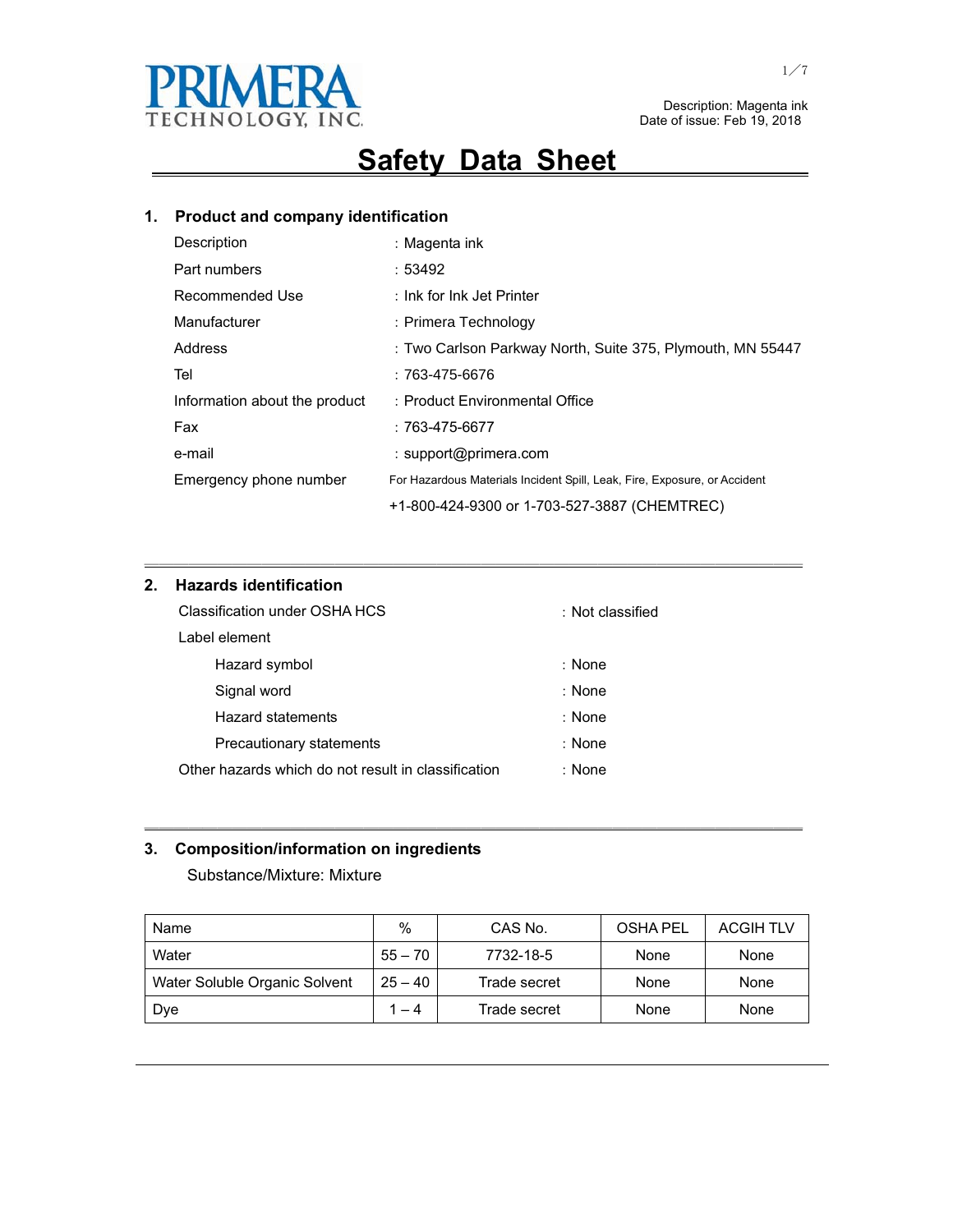PRIMERA TECHNOLOGY, INC.

Description: Magenta ink
Date of issue: Feb 19, 2018

# Safety Data Sheet

## 1. Product and company identification

| | |
|---|---|
| Description | : Magenta ink |
| Part numbers | : 53492 |
| Recommended Use | : Ink for Ink Jet Printer |
| Manufacturer | : Primera Technology |
| Address | : Two Carlson Parkway North, Suite 375, Plymouth, MN 55447 |
| Tel | : 763-475-6676 |
| Information about the product | : Product Environmental Office |
| Fax | : 763-475-6677 |
| e-mail | : support@primera.com |
| Emergency phone number | For Hazardous Materials Incident Spill, Leak, Fire, Exposure, or Accident +1-800-424-9300 or 1-703-527-3887 (CHEMTREC) |

## 2. Hazards identification

| | |
|---|---|
| Classification under OSHA HCS | : Not classified |
| Label element | |
| Hazard symbol | : None |
| Signal word | : None |
| Hazard statements | : None |
| Precautionary statements | : None |
| Other hazards which do not result in classification | : None |

## 3. Composition/information on ingredients

Substance/Mixture: Mixture

| Name | % | CAS No. | OSHA PEL | ACGIH TLV |
|---|---|---|---|---|
| Water | 55 – 70 | 7732-18-5 | None | None |
| Water Soluble Organic Solvent | 25 – 40 | Trade secret | None | None |
| Dye | 1 – 4 | Trade secret | None | None |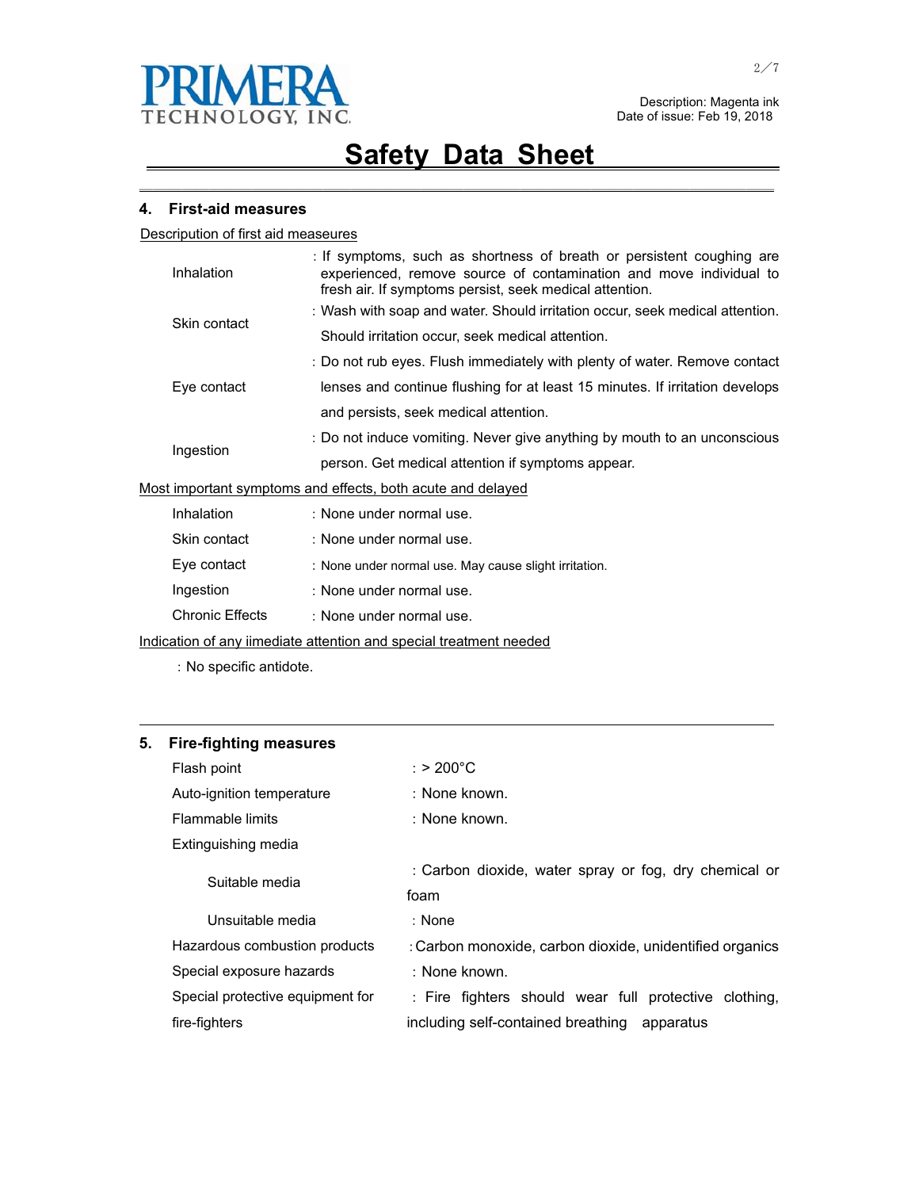PRIMERA TECHNOLOGY, INC.

Description: Magenta ink
Date of issue: Feb 19, 2018

# Safety Data Sheet

## 4. First-aid measures

Description of first aid measeures

| | |
|---|---|
| Inhalation | : If symptoms, such as shortness of breath or persistent coughing are experienced, remove source of contamination and move individual to fresh air. If symptoms persist, seek medical attention. |
| Skin contact | : Wash with soap and water. Should irritation occur, seek medical attention. Should irritation occur, seek medical attention. |
| Eye contact | : Do not rub eyes. Flush immediately with plenty of water. Remove contact lenses and continue flushing for at least 15 minutes. If irritation develops and persists, seek medical attention. |
| Ingestion | : Do not induce vomiting. Never give anything by mouth to an unconscious person. Get medical attention if symptoms appear. |

Most important symptoms and effects, both acute and delayed

| | |
|---|---|
| Inhalation | : None under normal use. |
| Skin contact | : None under normal use. |
| Eye contact | : None under normal use. May cause slight irritation. |
| Ingestion | : None under normal use. |
| Chronic Effects | : None under normal use. |

Indication of any iimediate attention and special treatment needed

: No specific antidote.

## 5. Fire-fighting measures

| | |
|---|---|
| Flash point | : > 200°C |
| Auto-ignition temperature | : None known. |
| Flammable limits | : None known. |
| Extinguishing media | |
| Suitable media | : Carbon dioxide, water spray or fog, dry chemical or foam |
| Unsuitable media | : None |
| Hazardous combustion products | : Carbon monoxide, carbon dioxide, unidentified organics |
| Special exposure hazards | : None known. |
| Special protective equipment for fire-fighters | : Fire fighters should wear full protective clothing, including self-contained breathing apparatus |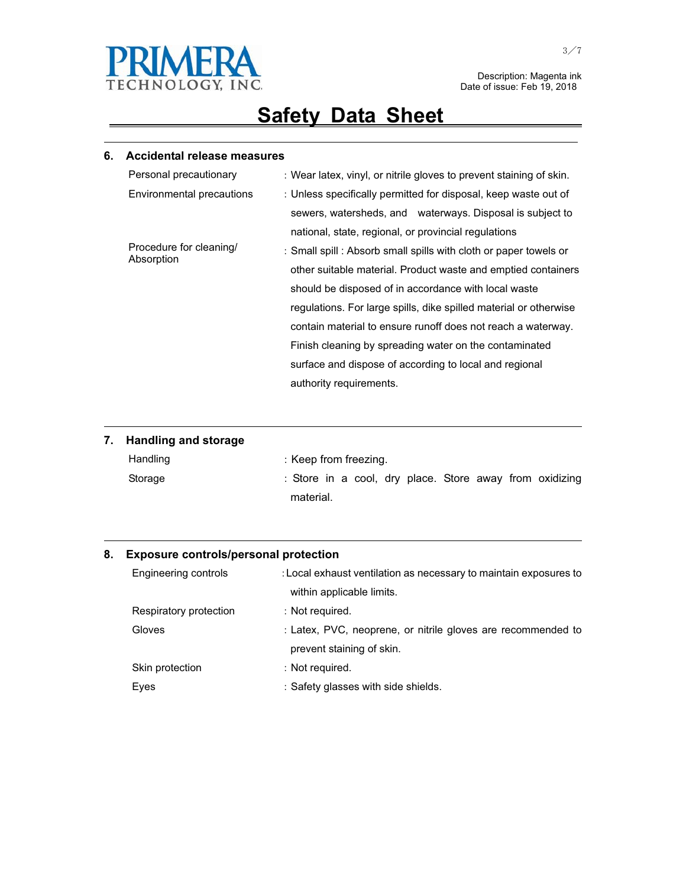PRIMERA TECHNOLOGY, INC.

Description: Magenta ink
Date of issue: Feb 19, 2018

# Safety Data Sheet

## 6. Accidental release measures

| | |
|---|---|
| Personal precautionary | : Wear latex, vinyl, or nitrile gloves to prevent staining of skin. |
| Environmental precautions | : Unless specifically permitted for disposal, keep waste out of sewers, watersheds, and waterways. Disposal is subject to national, state, regional, or provincial regulations |
| Procedure for cleaning/ Absorption | : Small spill : Absorb small spills with cloth or paper towels or other suitable material. Product waste and emptied containers should be disposed of in accordance with local waste regulations. For large spills, dike spilled material or otherwise contain material to ensure runoff does not reach a waterway. Finish cleaning by spreading water on the contaminated surface and dispose of according to local and regional authority requirements. |

## 7. Handling and storage

| | |
|---|---|
| Handling | : Keep from freezing. |
| Storage | : Store in a cool, dry place. Store away from oxidizing material. |

## 8. Exposure controls/personal protection

| | |
|---|---|
| Engineering controls | : Local exhaust ventilation as necessary to maintain exposures to within applicable limits. |
| Respiratory protection | : Not required. |
| Gloves | : Latex, PVC, neoprene, or nitrile gloves are recommended to prevent staining of skin. |
| Skin protection | : Not required. |
| Eyes | : Safety glasses with side shields. |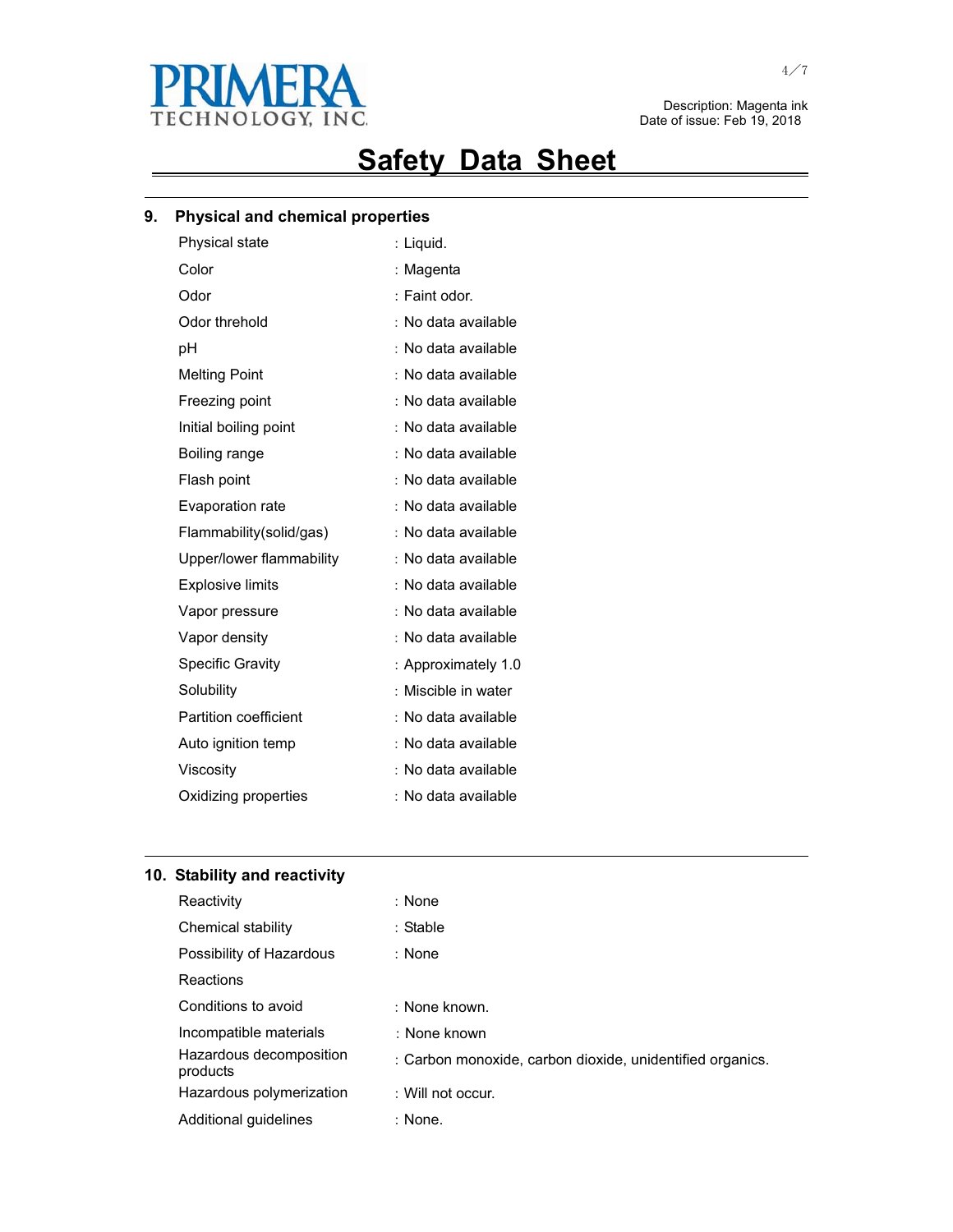Description: Magenta ink
Date of issue: Feb 19, 2018

# Safety Data Sheet

## 9. Physical and chemical properties

| Property | Value |
|---|---|
| Physical state | : Liquid. |
| Color | : Magenta |
| Odor | : Faint odor. |
| Odor threhold | : No data available |
| pH | : No data available |
| Melting Point | : No data available |
| Freezing point | : No data available |
| Initial boiling point | : No data available |
| Boiling range | : No data available |
| Flash point | : No data available |
| Evaporation rate | : No data available |
| Flammability(solid/gas) | : No data available |
| Upper/lower flammability | : No data available |
| Explosive limits | : No data available |
| Vapor pressure | : No data available |
| Vapor density | : No data available |
| Specific Gravity | : Approximately 1.0 |
| Solubility | : Miscible in water |
| Partition coefficient | : No data available |
| Auto ignition temp | : No data available |
| Viscosity | : No data available |
| Oxidizing properties | : No data available |

## 10. Stability and reactivity

| Property | Value |
|---|---|
| Reactivity | : None |
| Chemical stability | : Stable |
| Possibility of Hazardous Reactions | : None |
| Conditions to avoid | : None known. |
| Incompatible materials | : None known |
| Hazardous decomposition products | : Carbon monoxide, carbon dioxide, unidentified organics. |
| Hazardous polymerization | : Will not occur. |
| Additional guidelines | : None. |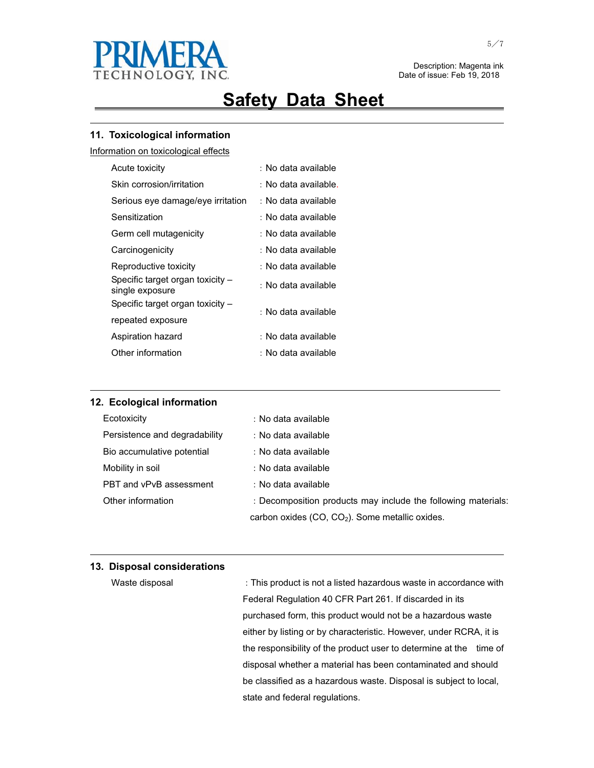Description: Magenta ink
Date of issue: Feb 19, 2018

# Safety Data Sheet

## 11. Toxicological information

Information on toxicological effects

| | |
|---|---|
| Acute toxicity | : No data available |
| Skin corrosion/irritation | : No data available. |
| Serious eye damage/eye irritation | : No data available |
| Sensitization | : No data available |
| Germ cell mutagenicity | : No data available |
| Carcinogenicity | : No data available |
| Reproductive toxicity | : No data available |
| Specific target organ toxicity – single exposure | : No data available |
| Specific target organ toxicity – repeated exposure | : No data available |
| Aspiration hazard | : No data available |
| Other information | : No data available |

## 12. Ecological information

| | |
|---|---|
| Ecotoxicity | : No data available |
| Persistence and degradability | : No data available |
| Bio accumulative potential | : No data available |
| Mobility in soil | : No data available |
| PBT and vPvB assessment | : No data available |
| Other information | : Decomposition products may include the following materials: carbon oxides ($CO$, $CO_2$). Some metallic oxides. |

## 13. Disposal considerations

Waste disposal : This product is not a listed hazardous waste in accordance with Federal Regulation 40 CFR Part 261. If discarded in its purchased form, this product would not be a hazardous waste either by listing or by characteristic. However, under RCRA, it is the responsibility of the product user to determine at the time of disposal whether a material has been contaminated and should be classified as a hazardous waste. Disposal is subject to local, state and federal regulations.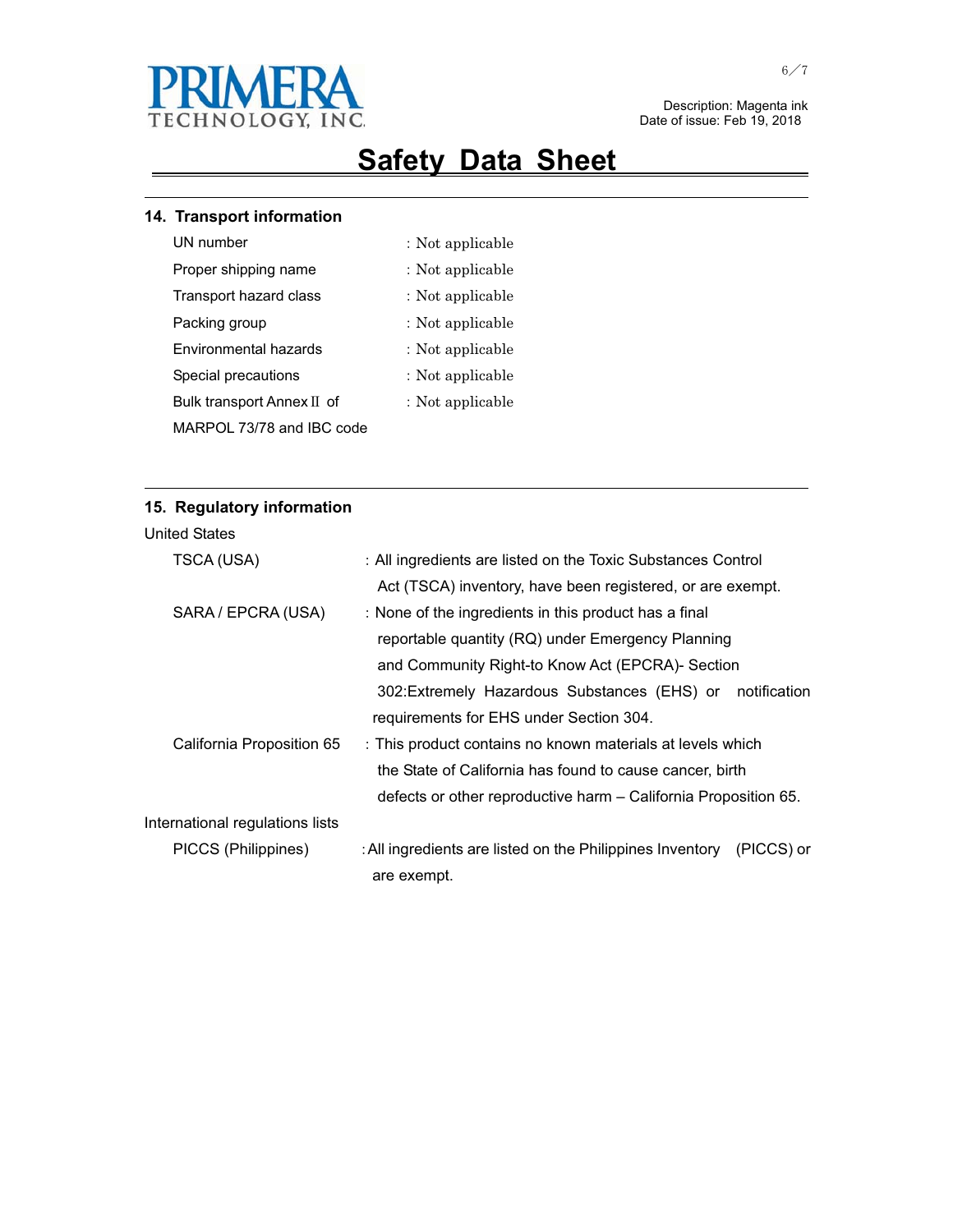## 14. Transport information

| | |
|---|---|
| UN number | : Not applicable |
| Proper shipping name | : Not applicable |
| Transport hazard class | : Not applicable |
| Packing group | : Not applicable |
| Environmental hazards | : Not applicable |
| Special precautions | : Not applicable |
| Bulk transport Annex II of MARPOL 73/78 and IBC code | : Not applicable |

## 15. Regulatory information

United States

| | |
|---|---|
| TSCA (USA) | : All ingredients are listed on the Toxic Substances Control Act (TSCA) inventory, have been registered, or are exempt. |
| SARA / EPCRA (USA) | : None of the ingredients in this product has a final reportable quantity (RQ) under Emergency Planning and Community Right-to Know Act (EPCRA)- Section 302:Extremely Hazardous Substances (EHS) or notification requirements for EHS under Section 304. |
| California Proposition 65 | : This product contains no known materials at levels which the State of California has found to cause cancer, birth defects or other reproductive harm – California Proposition 65. |

International regulations lists

| | |
|---|---|
| PICCS (Philippines) | : All ingredients are listed on the Philippines Inventory (PICCS) or are exempt. |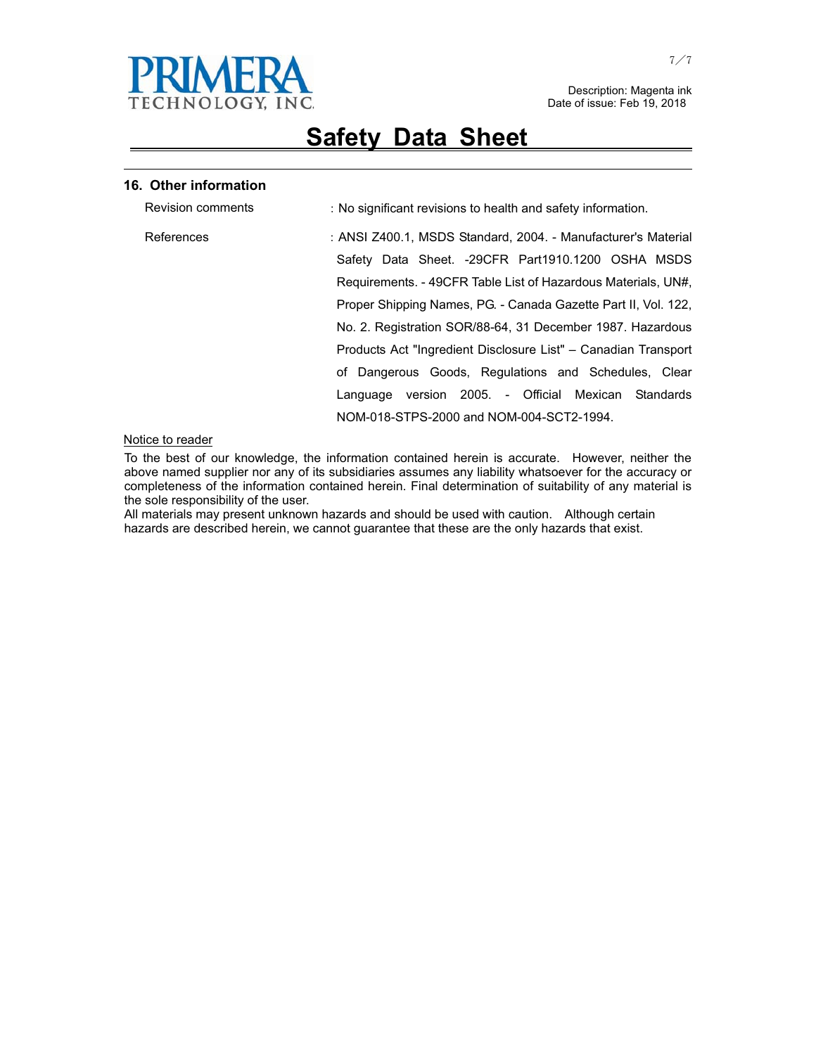PRIMERA TECHNOLOGY, INC.

Description: Magenta ink
Date of issue: Feb 19, 2018

# Safety Data Sheet

## 16. Other information

| | |
|---|---|
| Revision comments | : No significant revisions to health and safety information. |
| References | : ANSI Z400.1, MSDS Standard, 2004. - Manufacturer's Material Safety Data Sheet. -29CFR Part1910.1200 OSHA MSDS Requirements. - 49CFR Table List of Hazardous Materials, UN#, Proper Shipping Names, PG. - Canada Gazette Part II, Vol. 122, No. 2. Registration SOR/88-64, 31 December 1987. Hazardous Products Act "Ingredient Disclosure List" – Canadian Transport of Dangerous Goods, Regulations and Schedules, Clear Language version 2005. - Official Mexican Standards NOM-018-STPS-2000 and NOM-004-SCT2-1994. |

Notice to reader

To the best of our knowledge, the information contained herein is accurate. However, neither the above named supplier nor any of its subsidiaries assumes any liability whatsoever for the accuracy or completeness of the information contained herein. Final determination of suitability of any material is the sole responsibility of the user.
All materials may present unknown hazards and should be used with caution. Although certain hazards are described herein, we cannot guarantee that these are the only hazards that exist.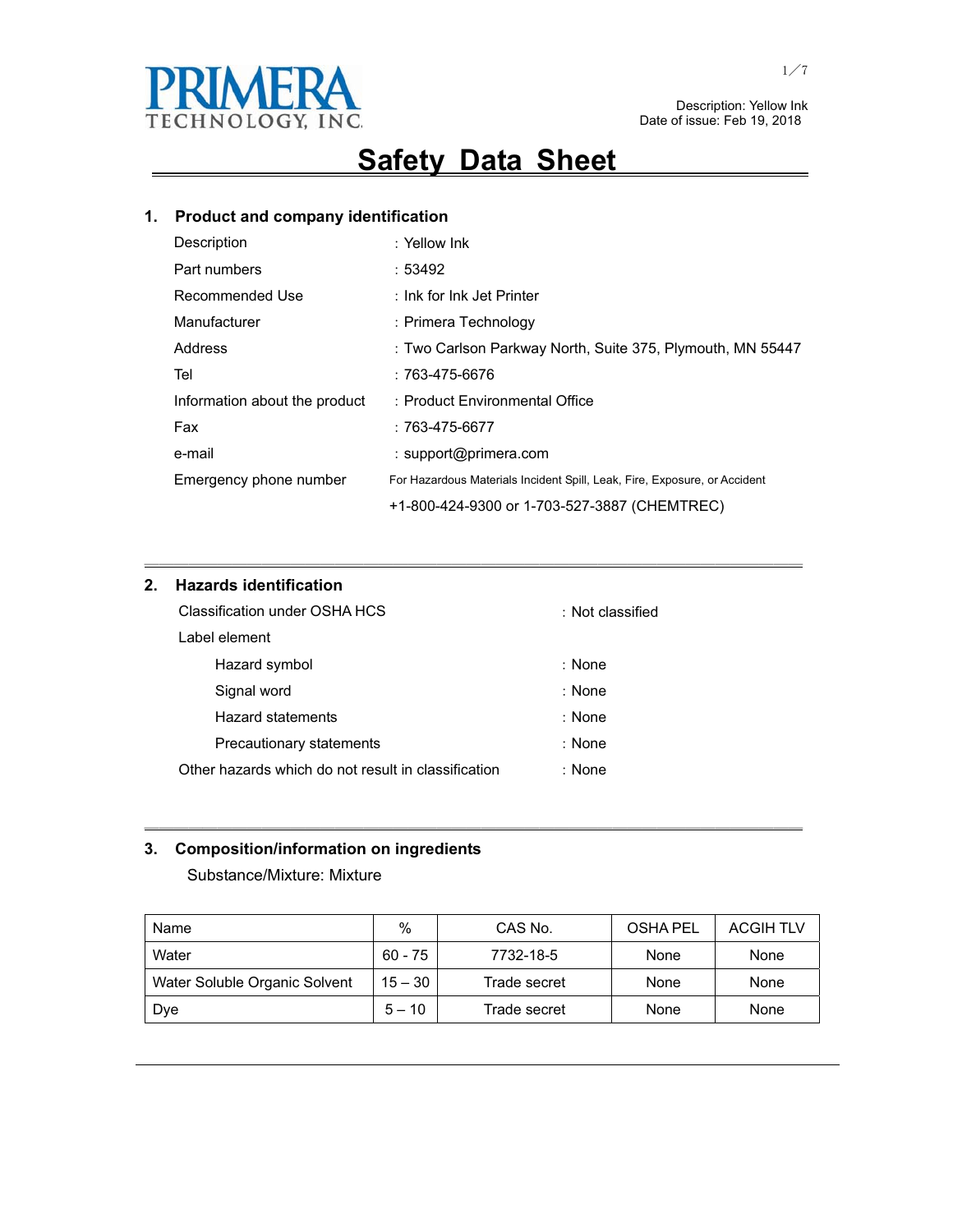PRIMERA
TECHNOLOGY, INC.

Description: Yellow Ink
Date of issue: Feb 19, 2018

# Safety Data Sheet

## 1. Product and company identification

| | |
|---|---|
| Description | : Yellow Ink |
| Part numbers | : 53492 |
| Recommended Use | : Ink for Ink Jet Printer |
| Manufacturer | : Primera Technology |
| Address | : Two Carlson Parkway North, Suite 375, Plymouth, MN 55447 |
| Tel | : 763-475-6676 |
| Information about the product | : Product Environmental Office |
| Fax | : 763-475-6677 |
| e-mail | : support@primera.com |
| Emergency phone number | For Hazardous Materials Incident Spill, Leak, Fire, Exposure, or Accident<br>+1-800-424-9300 or 1-703-527-3887 (CHEMTREC) |

## 2. Hazards identification

Classification under OSHA HCS : Not classified

Label element

- Hazard symbol : None
- Signal word : None
- Hazard statements : None
- Precautionary statements : None

Other hazards which do not result in classification : None

## 3. Composition/information on ingredients

Substance/Mixture: Mixture

| Name | % | CAS No. | OSHA PEL | ACGIH TLV |
|---|---|---|---|---|
| Water | 60 - 75 | 7732-18-5 | None | None |
| Water Soluble Organic Solvent | 15 – 30 | Trade secret | None | None |
| Dye | 5 – 10 | Trade secret | None | None |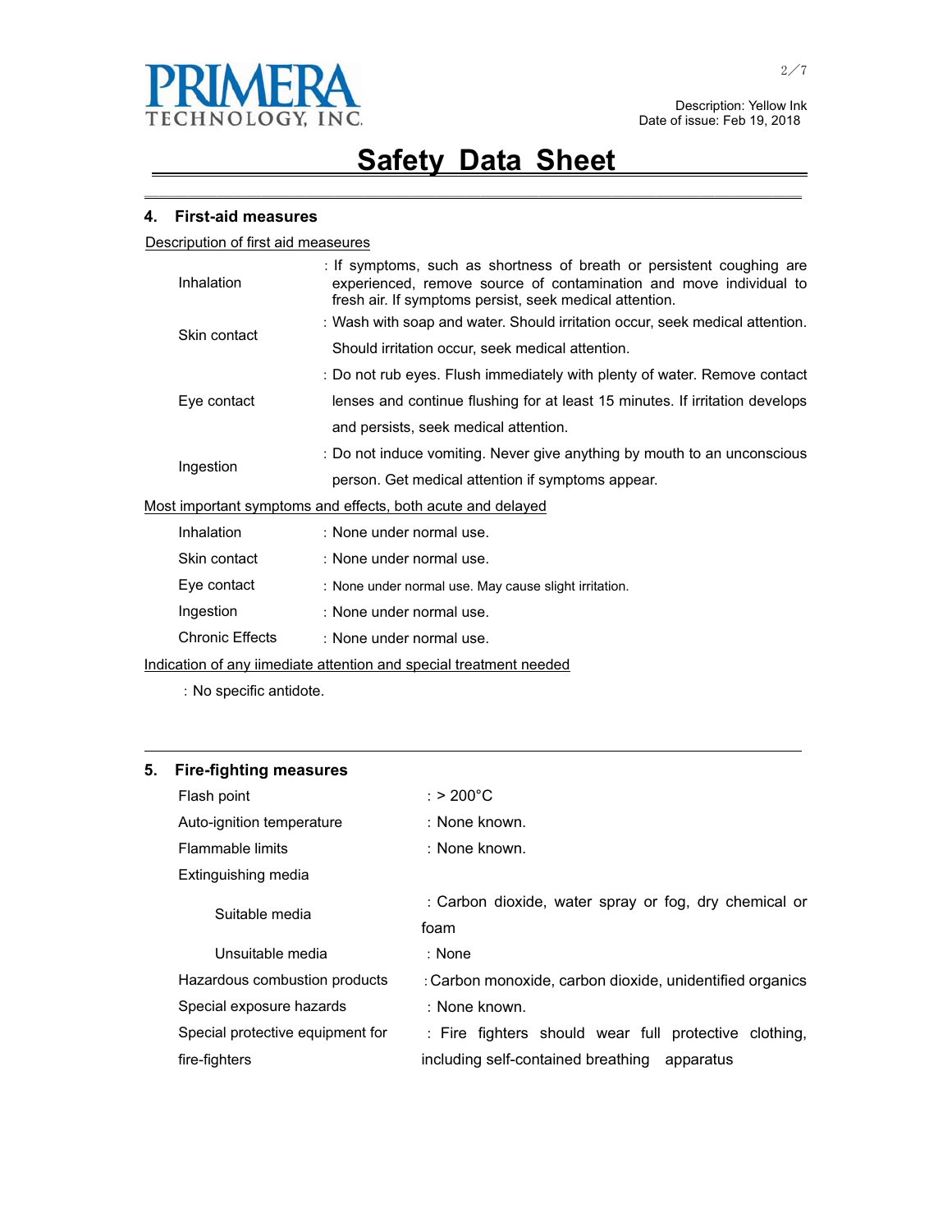Description: Yellow Ink
Date of issue: Feb 19, 2018

# Safety Data Sheet

## 4. First-aid measures

Description of first aid measeures

| | |
|---|---|
| Inhalation | : If symptoms, such as shortness of breath or persistent coughing are experienced, remove source of contamination and move individual to fresh air. If symptoms persist, seek medical attention. |
| Skin contact | : Wash with soap and water. Should irritation occur, seek medical attention. Should irritation occur, seek medical attention. |
| Eye contact | : Do not rub eyes. Flush immediately with plenty of water. Remove contact lenses and continue flushing for at least 15 minutes. If irritation develops and persists, seek medical attention. |
| Ingestion | : Do not induce vomiting. Never give anything by mouth to an unconscious person. Get medical attention if symptoms appear. |

Most important symptoms and effects, both acute and delayed

| | |
|---|---|
| Inhalation | : None under normal use. |
| Skin contact | : None under normal use. |
| Eye contact | : None under normal use. May cause slight irritation. |
| Ingestion | : None under normal use. |
| Chronic Effects | : None under normal use. |

Indication of any iimediate attention and special treatment needed

: No specific antidote.

## 5. Fire-fighting measures

| | |
|---|---|
| Flash point | : > 200°C |
| Auto-ignition temperature | : None known. |
| Flammable limits | : None known. |
| Extinguishing media | |
| Suitable media | : Carbon dioxide, water spray or fog, dry chemical or foam |
| Unsuitable media | : None |
| Hazardous combustion products | : Carbon monoxide, carbon dioxide, unidentified organics |
| Special exposure hazards | : None known. |
| Special protective equipment for fire-fighters | : Fire fighters should wear full protective clothing, including self-contained breathing apparatus |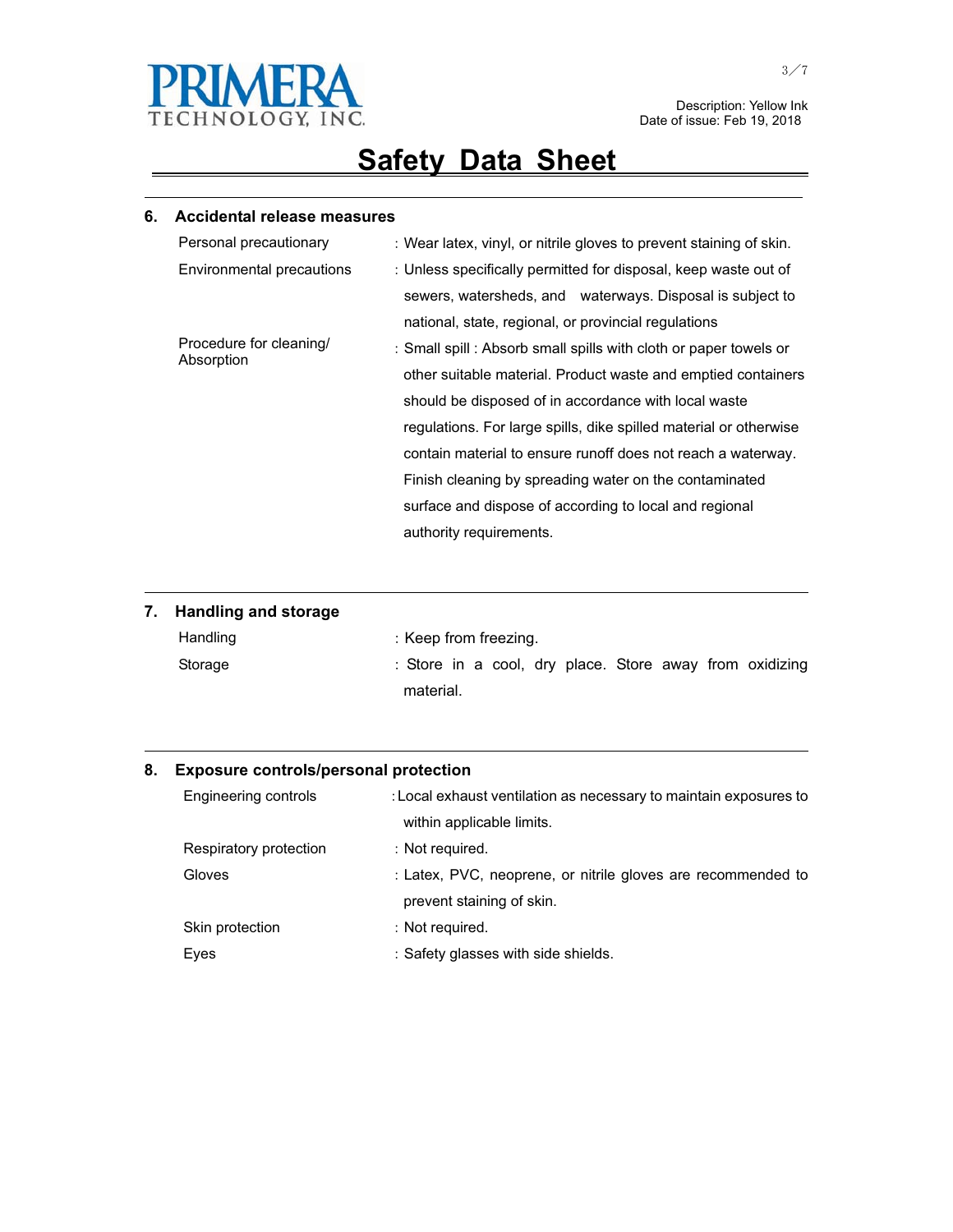# Safety Data Sheet

Description: Yellow Ink
Date of issue: Feb 19, 2018

## 6. Accidental release measures

| | |
|---|---|
| Personal precautionary | : Wear latex, vinyl, or nitrile gloves to prevent staining of skin. |
| Environmental precautions | : Unless specifically permitted for disposal, keep waste out of sewers, watersheds, and waterways. Disposal is subject to national, state, regional, or provincial regulations |
| Procedure for cleaning/ Absorption | : Small spill : Absorb small spills with cloth or paper towels or other suitable material. Product waste and emptied containers should be disposed of in accordance with local waste regulations. For large spills, dike spilled material or otherwise contain material to ensure runoff does not reach a waterway. Finish cleaning by spreading water on the contaminated surface and dispose of according to local and regional authority requirements. |

## 7. Handling and storage

| | |
|---|---|
| Handling | : Keep from freezing. |
| Storage | : Store in a cool, dry place. Store away from oxidizing material. |

## 8. Exposure controls/personal protection

| | |
|---|---|
| Engineering controls | : Local exhaust ventilation as necessary to maintain exposures to within applicable limits. |
| Respiratory protection | : Not required. |
| Gloves | : Latex, PVC, neoprene, or nitrile gloves are recommended to prevent staining of skin. |
| Skin protection | : Not required. |
| Eyes | : Safety glasses with side shields. |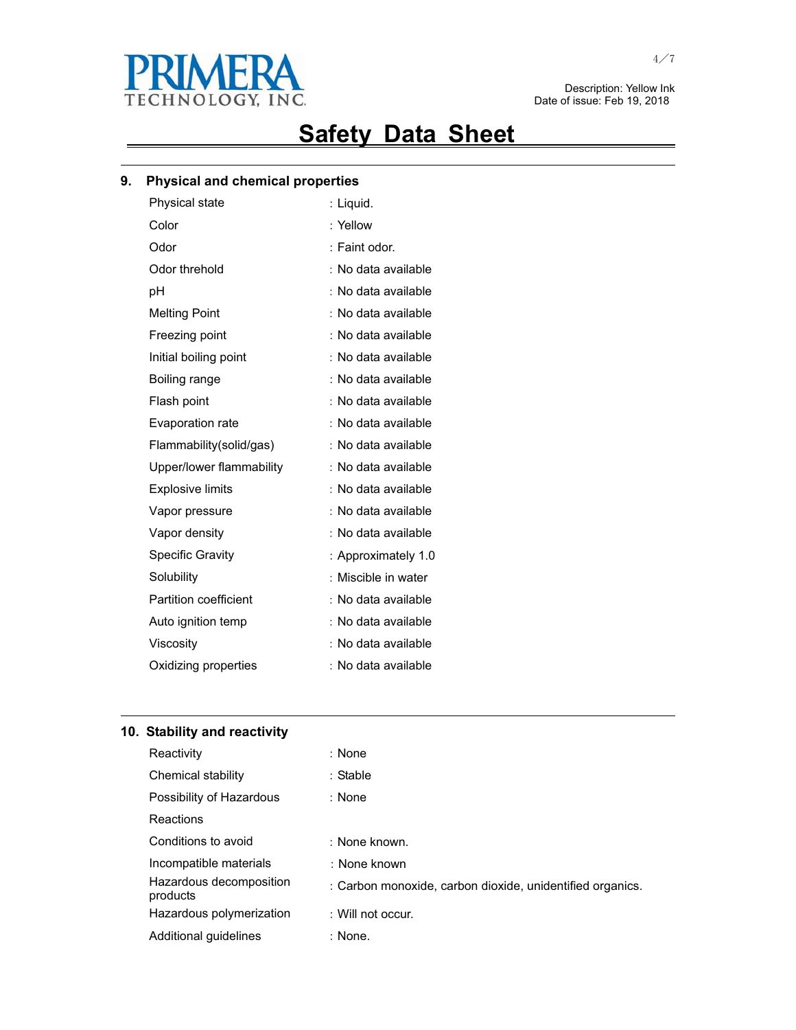Description: Yellow Ink
Date of issue: Feb 19, 2018

# Safety Data Sheet

## 9. Physical and chemical properties

| | |
|---|---|
| Physical state | : Liquid. |
| Color | : Yellow |
| Odor | : Faint odor. |
| Odor threhold | : No data available |
| pH | : No data available |
| Melting Point | : No data available |
| Freezing point | : No data available |
| Initial boiling point | : No data available |
| Boiling range | : No data available |
| Flash point | : No data available |
| Evaporation rate | : No data available |
| Flammability(solid/gas) | : No data available |
| Upper/lower flammability | : No data available |
| Explosive limits | : No data available |
| Vapor pressure | : No data available |
| Vapor density | : No data available |
| Specific Gravity | : Approximately 1.0 |
| Solubility | : Miscible in water |
| Partition coefficient | : No data available |
| Auto ignition temp | : No data available |
| Viscosity | : No data available |
| Oxidizing properties | : No data available |

## 10. Stability and reactivity

| | |
|---|---|
| Reactivity | : None |
| Chemical stability | : Stable |
| Possibility of Hazardous Reactions | : None |
| Conditions to avoid | : None known. |
| Incompatible materials | : None known |
| Hazardous decomposition products | : Carbon monoxide, carbon dioxide, unidentified organics. |
| Hazardous polymerization | : Will not occur. |
| Additional guidelines | : None. |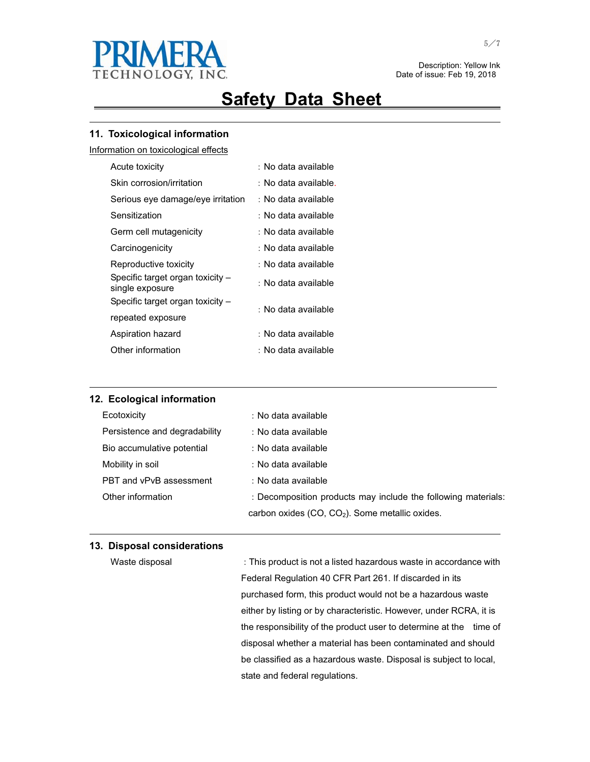## 11. Toxicological information

Information on toxicological effects

| | |
|---|---|
| Acute toxicity | : No data available |
| Skin corrosion/irritation | : No data available. |
| Serious eye damage/eye irritation | : No data available |
| Sensitization | : No data available |
| Germ cell mutagenicity | : No data available |
| Carcinogenicity | : No data available |
| Reproductive toxicity | : No data available |
| Specific target organ toxicity – single exposure | : No data available |
| Specific target organ toxicity – repeated exposure | : No data available |
| Aspiration hazard | : No data available |
| Other information | : No data available |

## 12. Ecological information

| | |
|---|---|
| Ecotoxicity | : No data available |
| Persistence and degradability | : No data available |
| Bio accumulative potential | : No data available |
| Mobility in soil | : No data available |
| PBT and vPvB assessment | : No data available |
| Other information | : Decomposition products may include the following materials: carbon oxides (CO, $CO_2$). Some metallic oxides. |

## 13. Disposal considerations

| | |
|---|---|
| Waste disposal | : This product is not a listed hazardous waste in accordance with Federal Regulation 40 CFR Part 261. If discarded in its purchased form, this product would not be a hazardous waste either by listing or by characteristic. However, under RCRA, it is the responsibility of the product user to determine at the time of disposal whether a material has been contaminated and should be classified as a hazardous waste. Disposal is subject to local, state and federal regulations. |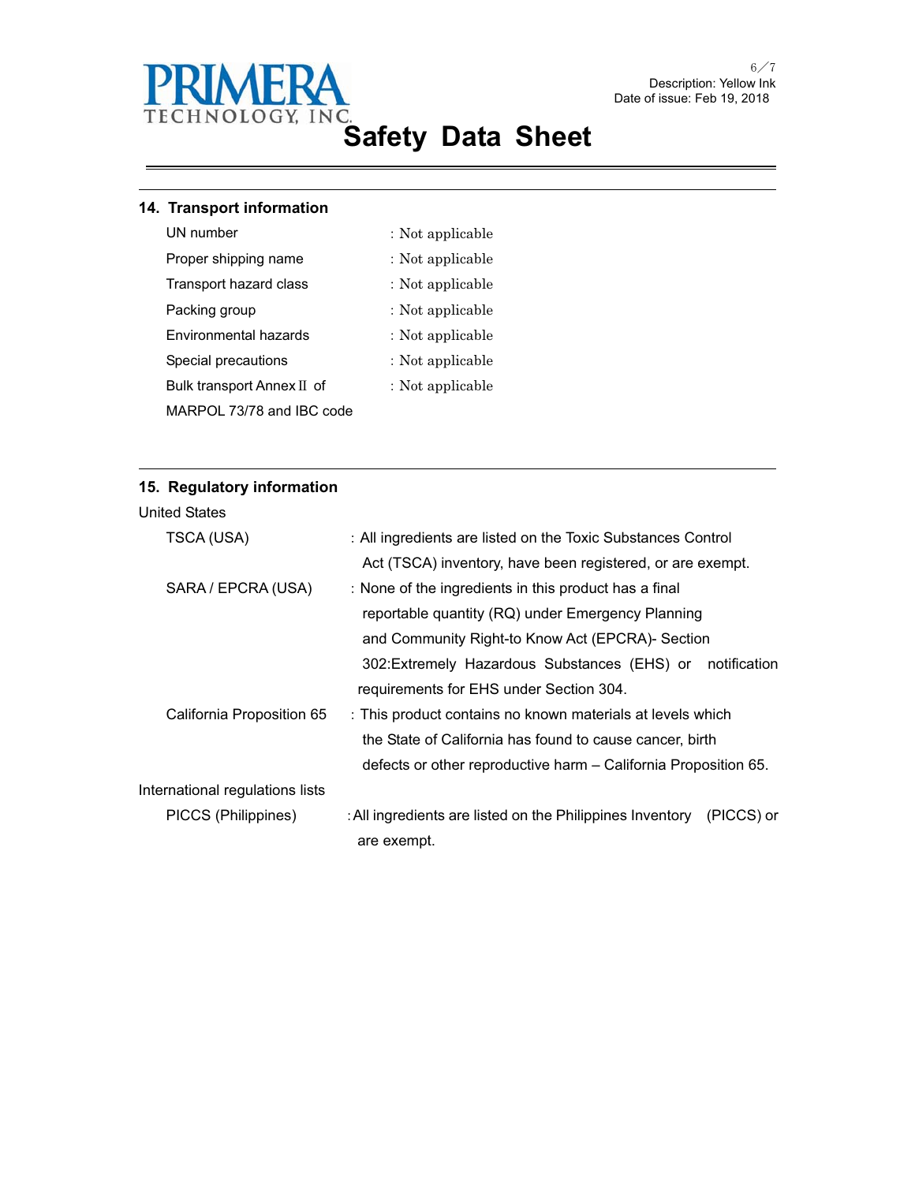## 14. Transport information

| | |
|---|---|
| UN number | : Not applicable |
| Proper shipping name | : Not applicable |
| Transport hazard class | : Not applicable |
| Packing group | : Not applicable |
| Environmental hazards | : Not applicable |
| Special precautions | : Not applicable |
| Bulk transport Annex II of MARPOL 73/78 and IBC code | : Not applicable |

## 15. Regulatory information

United States

| | |
|---|---|
| TSCA (USA) | : All ingredients are listed on the Toxic Substances Control Act (TSCA) inventory, have been registered, or are exempt. |
| SARA / EPCRA (USA) | : None of the ingredients in this product has a final reportable quantity (RQ) under Emergency Planning and Community Right-to Know Act (EPCRA)- Section 302:Extremely Hazardous Substances (EHS) or notification requirements for EHS under Section 304. |
| California Proposition 65 | : This product contains no known materials at levels which the State of California has found to cause cancer, birth defects or other reproductive harm – California Proposition 65. |

International regulations lists

| | |
|---|---|
| PICCS (Philippines) | : All ingredients are listed on the Philippines Inventory (PICCS) or are exempt. |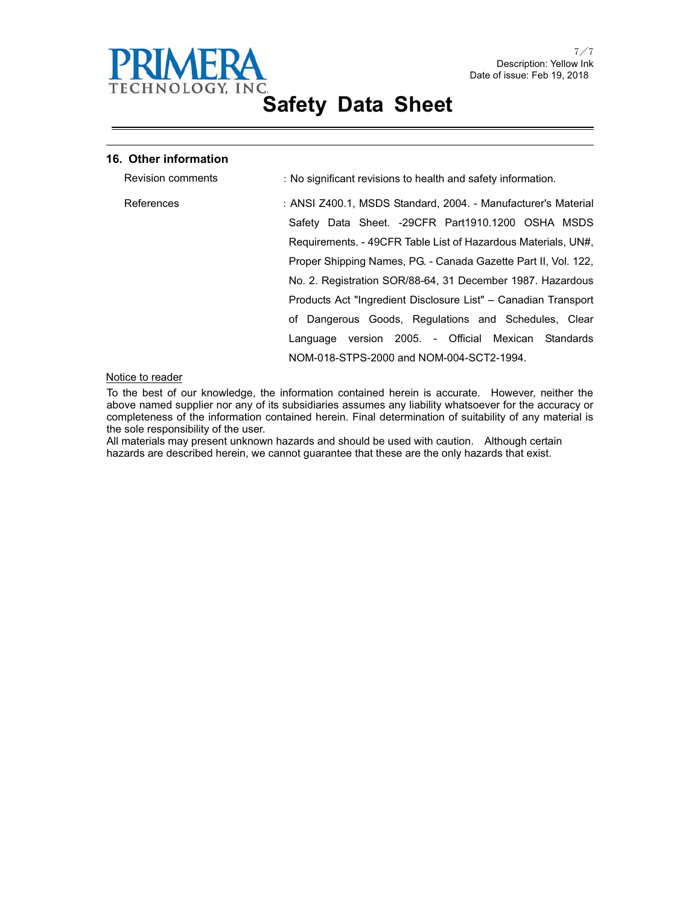## 16. Other information

| | |
|---|---|
| Revision comments | : No significant revisions to health and safety information. |
| References | : ANSI Z400.1, MSDS Standard, 2004. - Manufacturer's Material Safety Data Sheet. -29CFR Part1910.1200 OSHA MSDS Requirements. - 49CFR Table List of Hazardous Materials, UN#, Proper Shipping Names, PG. - Canada Gazette Part II, Vol. 122, No. 2. Registration SOR/88-64, 31 December 1987. Hazardous Products Act "Ingredient Disclosure List" – Canadian Transport of Dangerous Goods, Regulations and Schedules, Clear Language version 2005. - Official Mexican Standards NOM-018-STPS-2000 and NOM-004-SCT2-1994. |

Notice to reader

To the best of our knowledge, the information contained herein is accurate. However, neither the above named supplier nor any of its subsidiaries assumes any liability whatsoever for the accuracy or completeness of the information contained herein. Final determination of suitability of any material is the sole responsibility of the user.
All materials may present unknown hazards and should be used with caution. Although certain hazards are described herein, we cannot guarantee that these are the only hazards that exist.